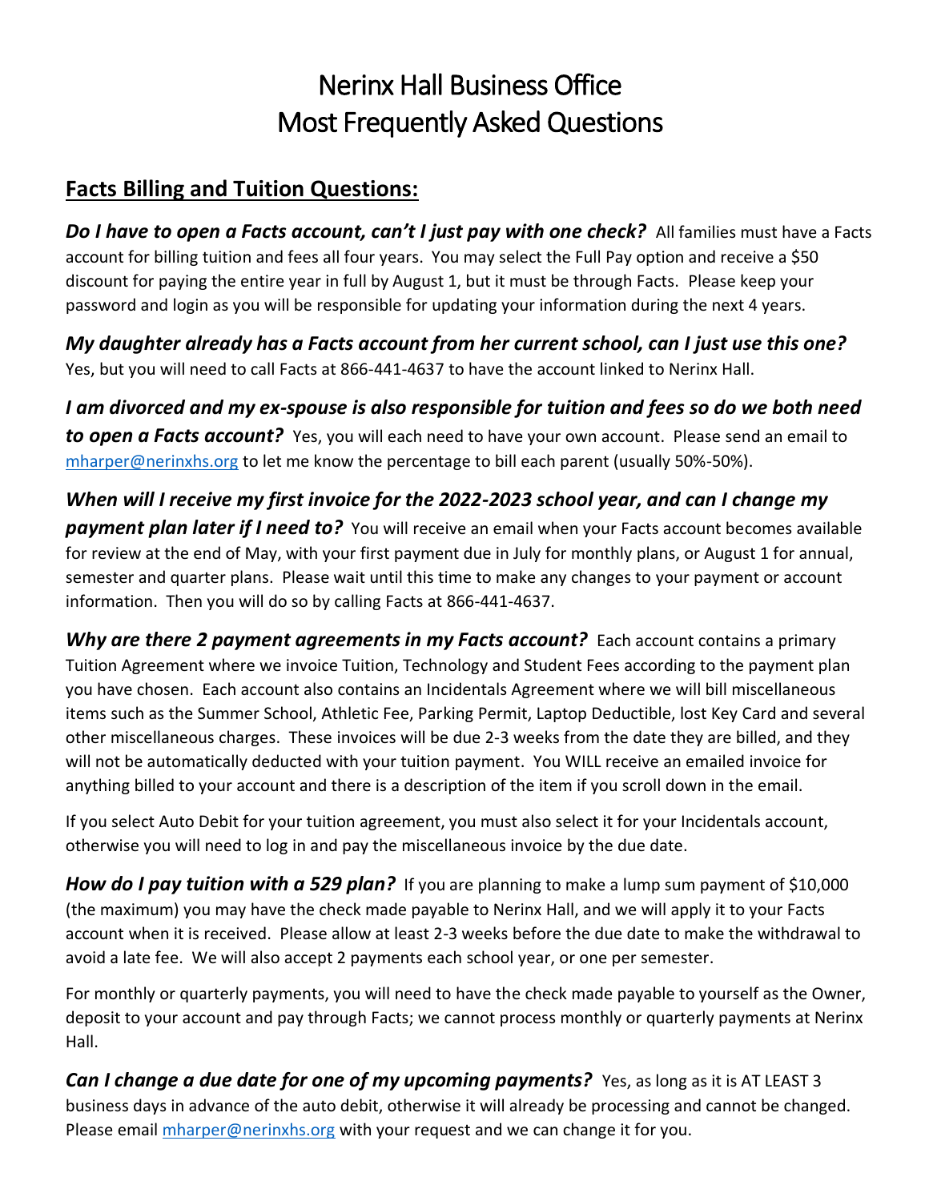# Nerinx Hall Business Office
# Most Frequently Asked Questions

## Facts Billing and Tuition Questions:

***Do I have to open a Facts account, can't I just pay with one check?*** All families must have a Facts account for billing tuition and fees all four years. You may select the Full Pay option and receive a $50 discount for paying the entire year in full by August 1, but it must be through Facts. Please keep your password and login as you will be responsible for updating your information during the next 4 years.

***My daughter already has a Facts account from her current school, can I just use this one?*** Yes, but you will need to call Facts at 866-441-4637 to have the account linked to Nerinx Hall.

***I am divorced and my ex-spouse is also responsible for tuition and fees so do we both need to open a Facts account?*** Yes, you will each need to have your own account. Please send an email to [mharper@nerinxhs.org](mailto:mharper@nerinxhs.org) to let me know the percentage to bill each parent (usually 50%-50%).

***When will I receive my first invoice for the 2022-2023 school year, and can I change my payment plan later if I need to?*** You will receive an email when your Facts account becomes available for review at the end of May, with your first payment due in July for monthly plans, or August 1 for annual, semester and quarter plans. Please wait until this time to make any changes to your payment or account information. Then you will do so by calling Facts at 866-441-4637.

***Why are there 2 payment agreements in my Facts account?*** Each account contains a primary Tuition Agreement where we invoice Tuition, Technology and Student Fees according to the payment plan you have chosen. Each account also contains an Incidentals Agreement where we will bill miscellaneous items such as the Summer School, Athletic Fee, Parking Permit, Laptop Deductible, lost Key Card and several other miscellaneous charges. These invoices will be due 2-3 weeks from the date they are billed, and they will not be automatically deducted with your tuition payment. You WILL receive an emailed invoice for anything billed to your account and there is a description of the item if you scroll down in the email.

If you select Auto Debit for your tuition agreement, you must also select it for your Incidentals account, otherwise you will need to log in and pay the miscellaneous invoice by the due date.

***How do I pay tuition with a 529 plan?*** If you are planning to make a lump sum payment of $10,000 (the maximum) you may have the check made payable to Nerinx Hall, and we will apply it to your Facts account when it is received. Please allow at least 2-3 weeks before the due date to make the withdrawal to avoid a late fee. We will also accept 2 payments each school year, or one per semester.

For monthly or quarterly payments, you will need to have the check made payable to yourself as the Owner, deposit to your account and pay through Facts; we cannot process monthly or quarterly payments at Nerinx Hall.

***Can I change a due date for one of my upcoming payments?*** Yes, as long as it is AT LEAST 3 business days in advance of the auto debit, otherwise it will already be processing and cannot be changed. Please email [mharper@nerinxhs.org](mailto:mharper@nerinxhs.org) with your request and we can change it for you.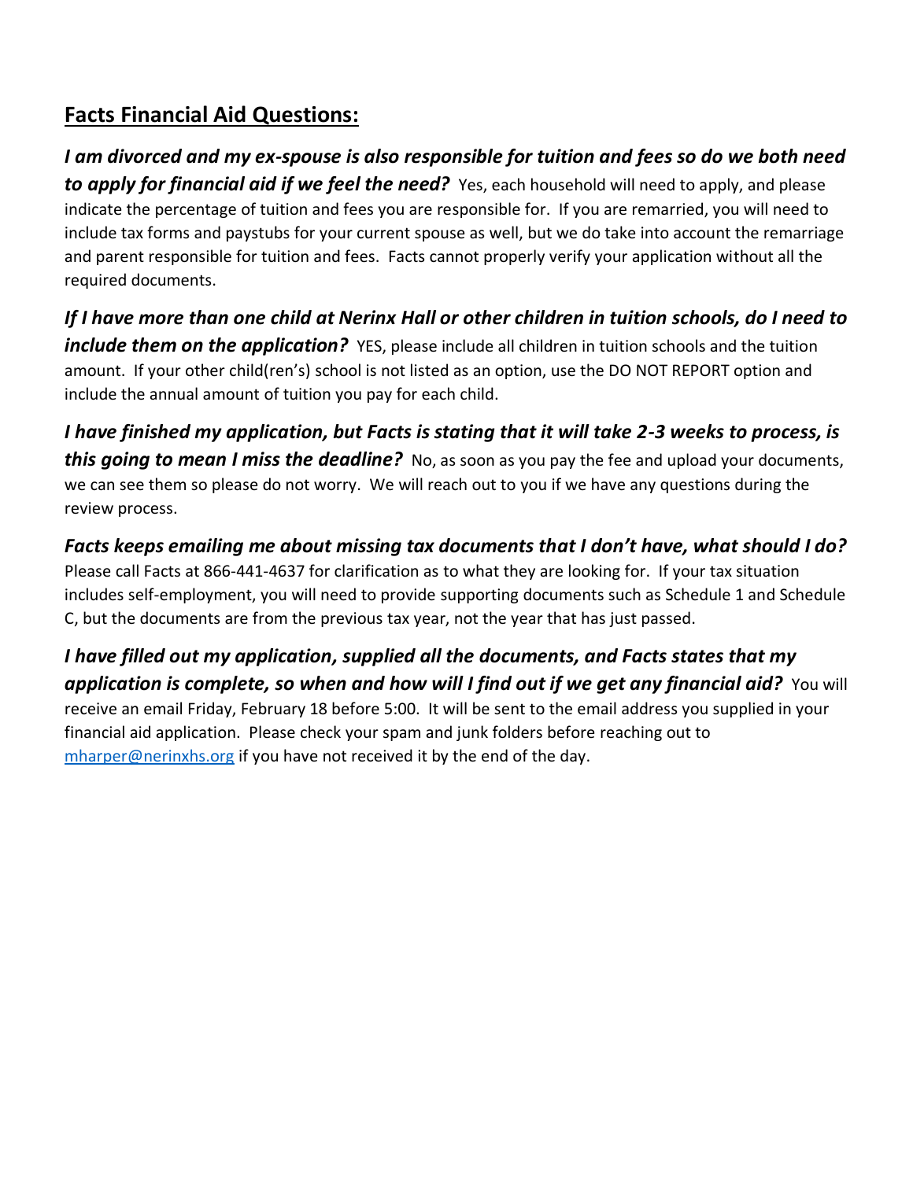## Facts Financial Aid Questions:

***I am divorced and my ex-spouse is also responsible for tuition and fees so do we both need to apply for financial aid if we feel the need?*** Yes, each household will need to apply, and please indicate the percentage of tuition and fees you are responsible for. If you are remarried, you will need to include tax forms and paystubs for your current spouse as well, but we do take into account the remarriage and parent responsible for tuition and fees. Facts cannot properly verify your application without all the required documents.

***If I have more than one child at Nerinx Hall or other children in tuition schools, do I need to include them on the application?*** YES, please include all children in tuition schools and the tuition amount. If your other child(ren's) school is not listed as an option, use the DO NOT REPORT option and include the annual amount of tuition you pay for each child.

***I have finished my application, but Facts is stating that it will take 2-3 weeks to process, is this going to mean I miss the deadline?*** No, as soon as you pay the fee and upload your documents, we can see them so please do not worry. We will reach out to you if we have any questions during the review process.

***Facts keeps emailing me about missing tax documents that I don't have, what should I do?*** Please call Facts at 866-441-4637 for clarification as to what they are looking for. If your tax situation includes self-employment, you will need to provide supporting documents such as Schedule 1 and Schedule C, but the documents are from the previous tax year, not the year that has just passed.

***I have filled out my application, supplied all the documents, and Facts states that my application is complete, so when and how will I find out if we get any financial aid?*** You will receive an email Friday, February 18 before 5:00. It will be sent to the email address you supplied in your financial aid application. Please check your spam and junk folders before reaching out to mharper@nerinxhs.org if you have not received it by the end of the day.